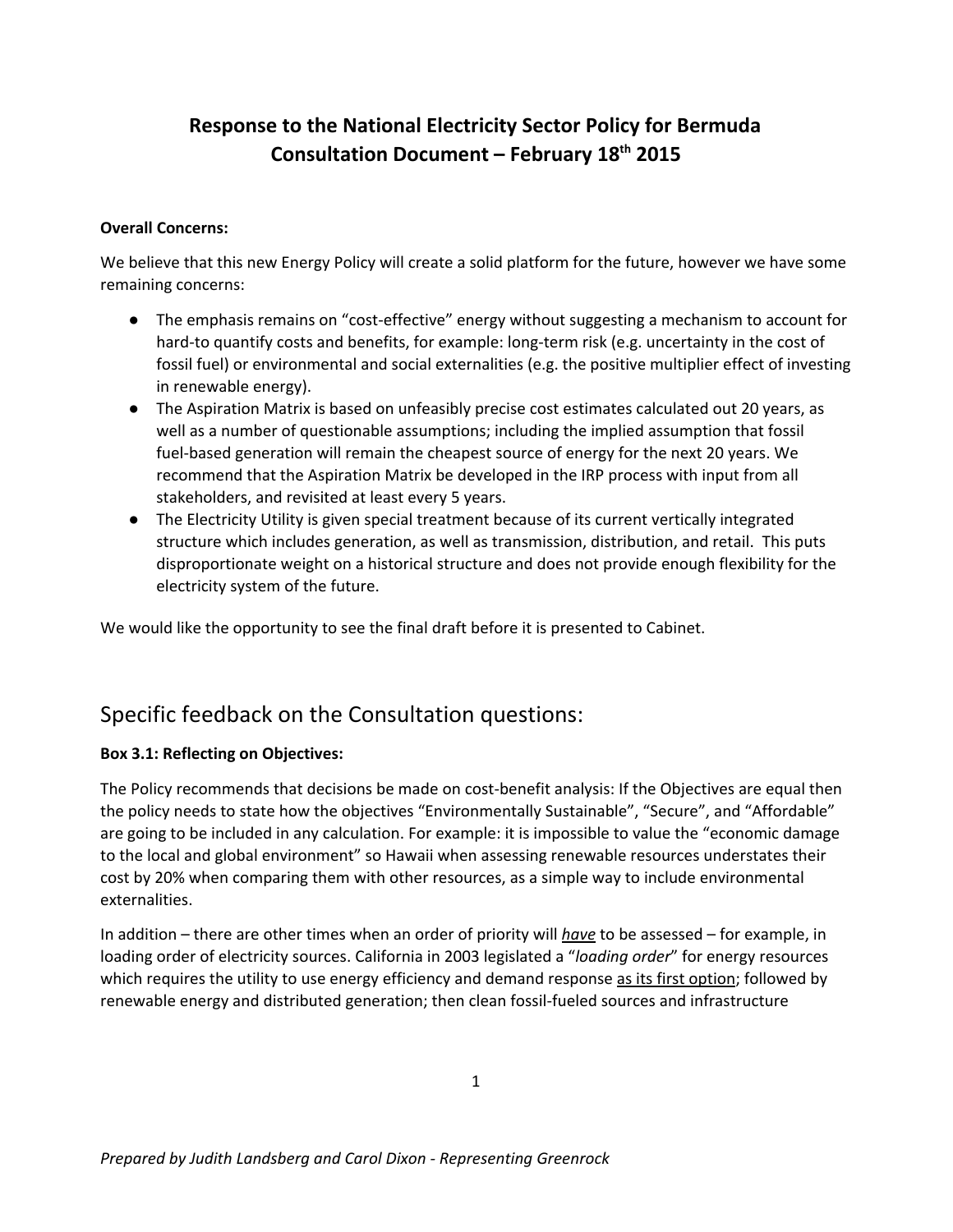# Response to the National Electricity Sector Policy for Bermuda Consultation Document – February 18th 2015

**Overall Concerns:**

We believe that this new Energy Policy will create a solid platform for the future, however we have some remaining concerns:

- The emphasis remains on "cost-effective" energy without suggesting a mechanism to account for hard-to quantify costs and benefits, for example: long-term risk (e.g. uncertainty in the cost of fossil fuel) or environmental and social externalities (e.g. the positive multiplier effect of investing in renewable energy).
- The Aspiration Matrix is based on unfeasibly precise cost estimates calculated out 20 years, as well as a number of questionable assumptions; including the implied assumption that fossil fuel-based generation will remain the cheapest source of energy for the next 20 years. We recommend that the Aspiration Matrix be developed in the IRP process with input from all stakeholders, and revisited at least every 5 years.
- The Electricity Utility is given special treatment because of its current vertically integrated structure which includes generation, as well as transmission, distribution, and retail. This puts disproportionate weight on a historical structure and does not provide enough flexibility for the electricity system of the future.

We would like the opportunity to see the final draft before it is presented to Cabinet.

## Specific feedback on the Consultation questions:

**Box 3.1: Reflecting on Objectives:**

The Policy recommends that decisions be made on cost-benefit analysis: If the Objectives are equal then the policy needs to state how the objectives "Environmentally Sustainable", "Secure", and "Affordable" are going to be included in any calculation. For example: it is impossible to value the "economic damage to the local and global environment" so Hawaii when assessing renewable resources understates their cost by 20% when comparing them with other resources, as a simple way to include environmental externalities.

In addition – there are other times when an order of priority will ***have*** to be assessed – for example, in loading order of electricity sources. California in 2003 legislated a "*loading order*" for energy resources which requires the utility to use energy efficiency and demand response as its first option; followed by renewable energy and distributed generation; then clean fossil-fueled sources and infrastructure

*Prepared by Judith Landsberg and Carol Dixon - Representing Greenrock*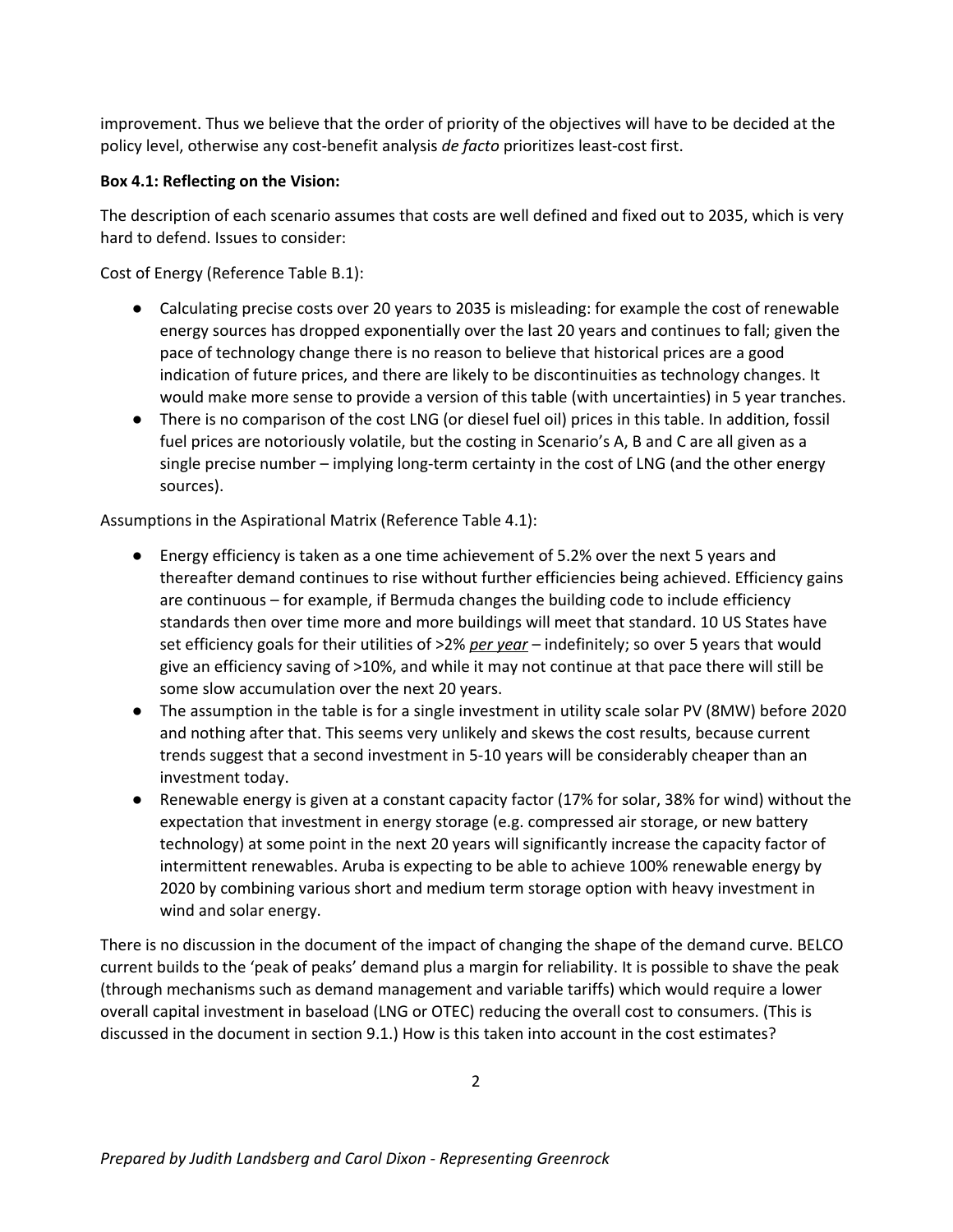improvement. Thus we believe that the order of priority of the objectives will have to be decided at the policy level, otherwise any cost-benefit analysis *de facto* prioritizes least-cost first.

**Box 4.1: Reflecting on the Vision:**

The description of each scenario assumes that costs are well defined and fixed out to 2035, which is very hard to defend. Issues to consider:

Cost of Energy (Reference Table B.1):

- Calculating precise costs over 20 years to 2035 is misleading: for example the cost of renewable energy sources has dropped exponentially over the last 20 years and continues to fall; given the pace of technology change there is no reason to believe that historical prices are a good indication of future prices, and there are likely to be discontinuities as technology changes. It would make more sense to provide a version of this table (with uncertainties) in 5 year tranches.
- There is no comparison of the cost LNG (or diesel fuel oil) prices in this table. In addition, fossil fuel prices are notoriously volatile, but the costing in Scenario's A, B and C are all given as a single precise number – implying long-term certainty in the cost of LNG (and the other energy sources).

Assumptions in the Aspirational Matrix (Reference Table 4.1):

- Energy efficiency is taken as a one time achievement of 5.2% over the next 5 years and thereafter demand continues to rise without further efficiencies being achieved. Efficiency gains are continuous – for example, if Bermuda changes the building code to include efficiency standards then over time more and more buildings will meet that standard. 10 US States have set efficiency goals for their utilities of >2% ***per year*** – indefinitely; so over 5 years that would give an efficiency saving of >10%, and while it may not continue at that pace there will still be some slow accumulation over the next 20 years.
- The assumption in the table is for a single investment in utility scale solar PV (8MW) before 2020 and nothing after that. This seems very unlikely and skews the cost results, because current trends suggest that a second investment in 5-10 years will be considerably cheaper than an investment today.
- Renewable energy is given at a constant capacity factor (17% for solar, 38% for wind) without the expectation that investment in energy storage (e.g. compressed air storage, or new battery technology) at some point in the next 20 years will significantly increase the capacity factor of intermittent renewables. Aruba is expecting to be able to achieve 100% renewable energy by 2020 by combining various short and medium term storage option with heavy investment in wind and solar energy.

There is no discussion in the document of the impact of changing the shape of the demand curve. BELCO current builds to the 'peak of peaks' demand plus a margin for reliability. It is possible to shave the peak (through mechanisms such as demand management and variable tariffs) which would require a lower overall capital investment in baseload (LNG or OTEC) reducing the overall cost to consumers. (This is discussed in the document in section 9.1.) How is this taken into account in the cost estimates?

*Prepared by Judith Landsberg and Carol Dixon - Representing Greenrock*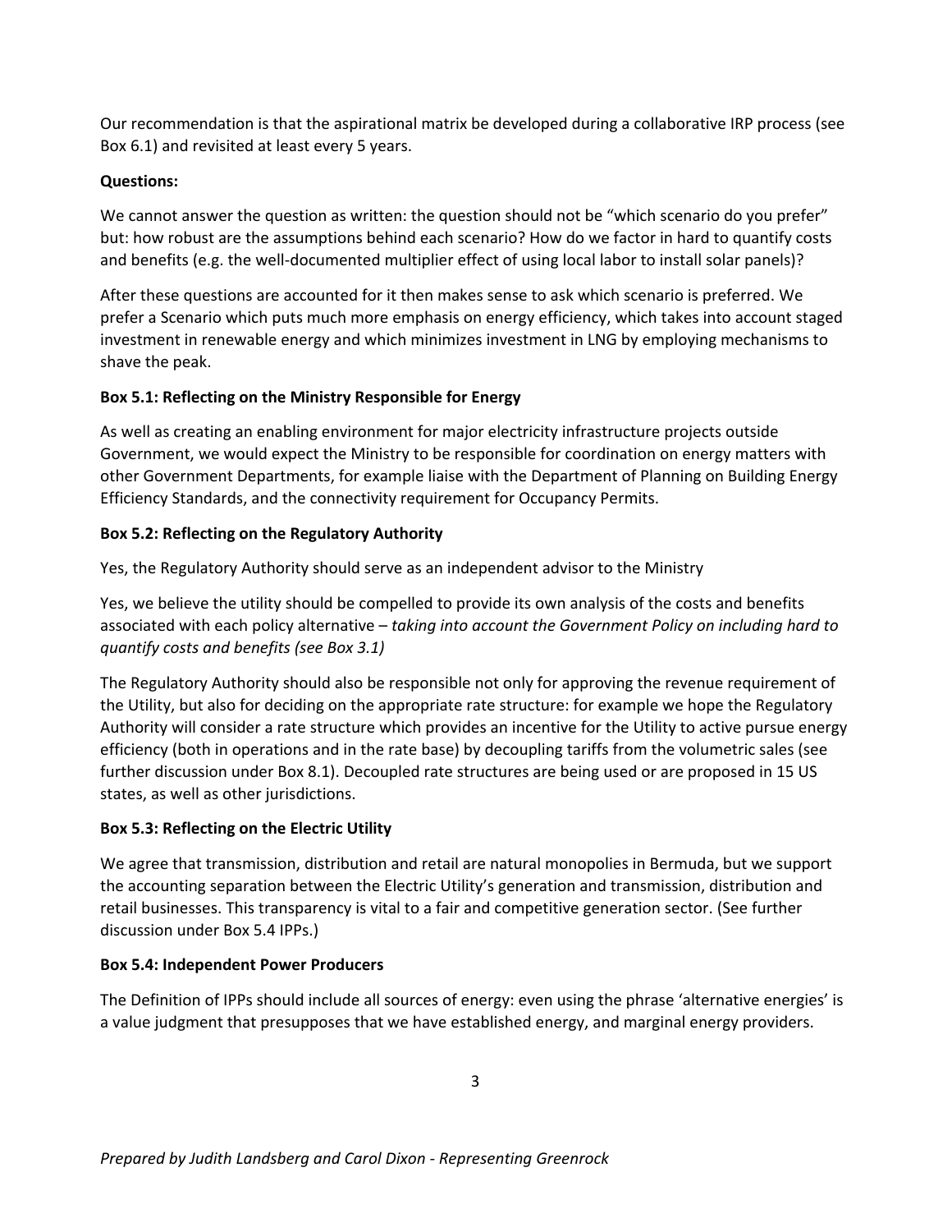Our recommendation is that the aspirational matrix be developed during a collaborative IRP process (see Box 6.1) and revisited at least every 5 years.

**Questions:**

We cannot answer the question as written: the question should not be "which scenario do you prefer" but: how robust are the assumptions behind each scenario? How do we factor in hard to quantify costs and benefits (e.g. the well-documented multiplier effect of using local labor to install solar panels)?

After these questions are accounted for it then makes sense to ask which scenario is preferred. We prefer a Scenario which puts much more emphasis on energy efficiency, which takes into account staged investment in renewable energy and which minimizes investment in LNG by employing mechanisms to shave the peak.

**Box 5.1: Reflecting on the Ministry Responsible for Energy**

As well as creating an enabling environment for major electricity infrastructure projects outside Government, we would expect the Ministry to be responsible for coordination on energy matters with other Government Departments, for example liaise with the Department of Planning on Building Energy Efficiency Standards, and the connectivity requirement for Occupancy Permits.

**Box 5.2: Reflecting on the Regulatory Authority**

Yes, the Regulatory Authority should serve as an independent advisor to the Ministry

Yes, we believe the utility should be compelled to provide its own analysis of the costs and benefits associated with each policy alternative – *taking into account the Government Policy on including hard to quantify costs and benefits (see Box 3.1)*

The Regulatory Authority should also be responsible not only for approving the revenue requirement of the Utility, but also for deciding on the appropriate rate structure: for example we hope the Regulatory Authority will consider a rate structure which provides an incentive for the Utility to active pursue energy efficiency (both in operations and in the rate base) by decoupling tariffs from the volumetric sales (see further discussion under Box 8.1). Decoupled rate structures are being used or are proposed in 15 US states, as well as other jurisdictions.

**Box 5.3: Reflecting on the Electric Utility**

We agree that transmission, distribution and retail are natural monopolies in Bermuda, but we support the accounting separation between the Electric Utility's generation and transmission, distribution and retail businesses. This transparency is vital to a fair and competitive generation sector. (See further discussion under Box 5.4 IPPs.)

**Box 5.4: Independent Power Producers**

The Definition of IPPs should include all sources of energy: even using the phrase 'alternative energies' is a value judgment that presupposes that we have established energy, and marginal energy providers.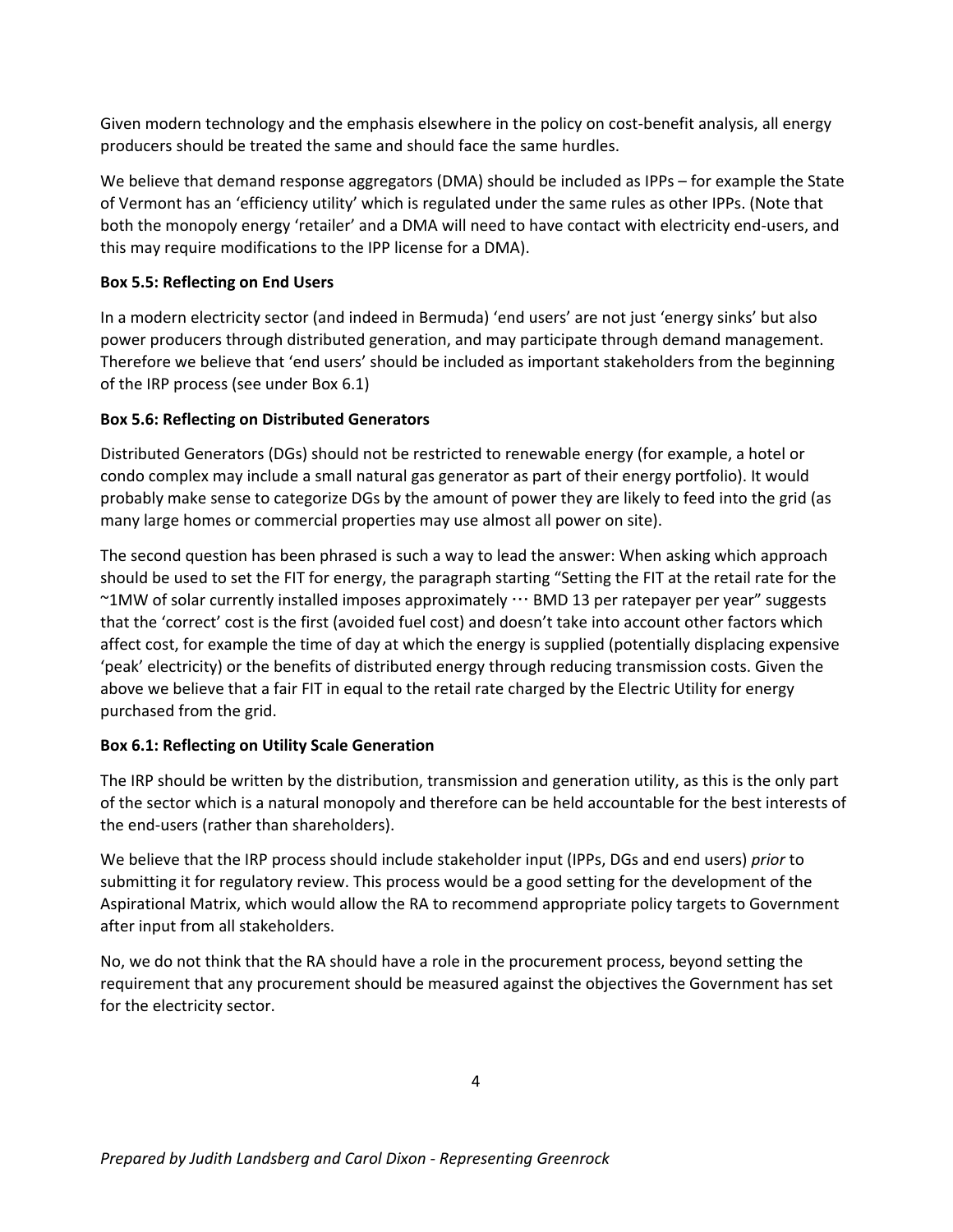Given modern technology and the emphasis elsewhere in the policy on cost-benefit analysis, all energy producers should be treated the same and should face the same hurdles.

We believe that demand response aggregators (DMA) should be included as IPPs – for example the State of Vermont has an 'efficiency utility' which is regulated under the same rules as other IPPs. (Note that both the monopoly energy 'retailer' and a DMA will need to have contact with electricity end-users, and this may require modifications to the IPP license for a DMA).

**Box 5.5: Reflecting on End Users**

In a modern electricity sector (and indeed in Bermuda) 'end users' are not just 'energy sinks' but also power producers through distributed generation, and may participate through demand management. Therefore we believe that 'end users' should be included as important stakeholders from the beginning of the IRP process (see under Box 6.1)

**Box 5.6: Reflecting on Distributed Generators**

Distributed Generators (DGs) should not be restricted to renewable energy (for example, a hotel or condo complex may include a small natural gas generator as part of their energy portfolio). It would probably make sense to categorize DGs by the amount of power they are likely to feed into the grid (as many large homes or commercial properties may use almost all power on site).

The second question has been phrased is such a way to lead the answer: When asking which approach should be used to set the FIT for energy, the paragraph starting "Setting the FIT at the retail rate for the ~1MW of solar currently installed imposes approximately … BMD 13 per ratepayer per year" suggests that the 'correct' cost is the first (avoided fuel cost) and doesn't take into account other factors which affect cost, for example the time of day at which the energy is supplied (potentially displacing expensive 'peak' electricity) or the benefits of distributed energy through reducing transmission costs. Given the above we believe that a fair FIT in equal to the retail rate charged by the Electric Utility for energy purchased from the grid.

**Box 6.1: Reflecting on Utility Scale Generation**

The IRP should be written by the distribution, transmission and generation utility, as this is the only part of the sector which is a natural monopoly and therefore can be held accountable for the best interests of the end-users (rather than shareholders).

We believe that the IRP process should include stakeholder input (IPPs, DGs and end users) *prior* to submitting it for regulatory review. This process would be a good setting for the development of the Aspirational Matrix, which would allow the RA to recommend appropriate policy targets to Government after input from all stakeholders.

No, we do not think that the RA should have a role in the procurement process, beyond setting the requirement that any procurement should be measured against the objectives the Government has set for the electricity sector.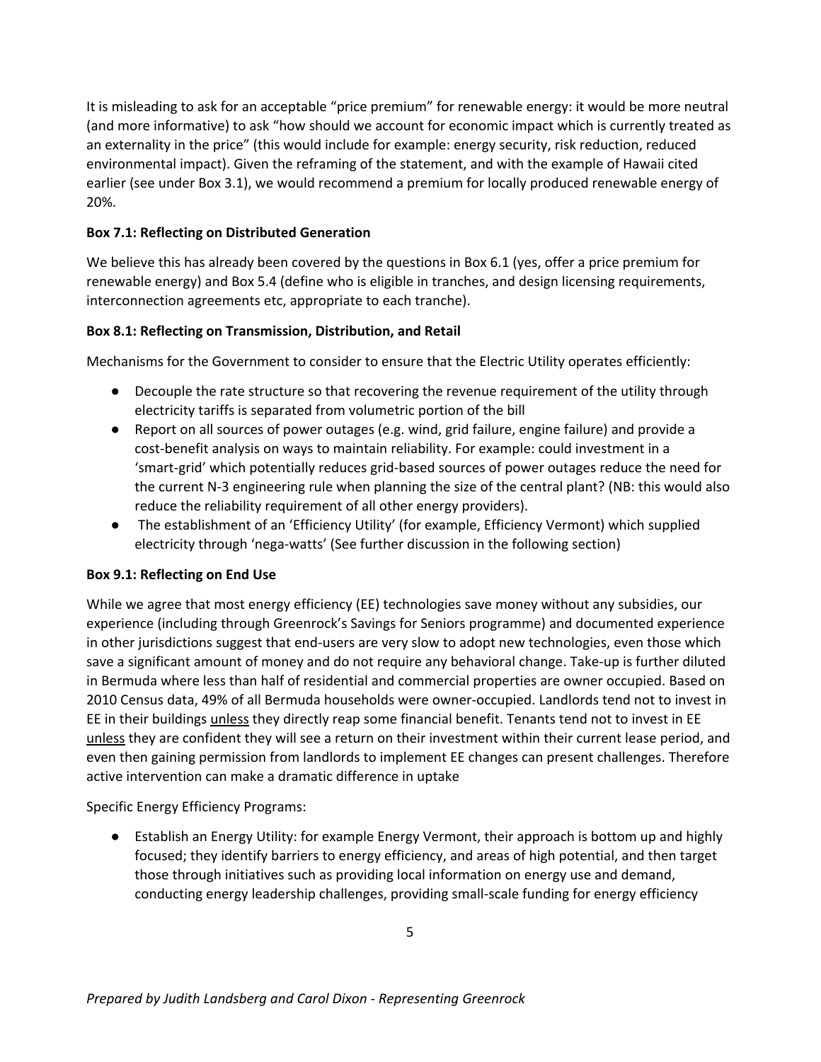It is misleading to ask for an acceptable "price premium" for renewable energy: it would be more neutral (and more informative) to ask "how should we account for economic impact which is currently treated as an externality in the price" (this would include for example: energy security, risk reduction, reduced environmental impact). Given the reframing of the statement, and with the example of Hawaii cited earlier (see under Box 3.1), we would recommend a premium for locally produced renewable energy of 20%.

**Box 7.1: Reflecting on Distributed Generation**

We believe this has already been covered by the questions in Box 6.1 (yes, offer a price premium for renewable energy) and Box 5.4 (define who is eligible in tranches, and design licensing requirements, interconnection agreements etc, appropriate to each tranche).

**Box 8.1: Reflecting on Transmission, Distribution, and Retail**

Mechanisms for the Government to consider to ensure that the Electric Utility operates efficiently:

- Decouple the rate structure so that recovering the revenue requirement of the utility through electricity tariffs is separated from volumetric portion of the bill
- Report on all sources of power outages (e.g. wind, grid failure, engine failure) and provide a cost-benefit analysis on ways to maintain reliability. For example: could investment in a 'smart-grid' which potentially reduces grid-based sources of power outages reduce the need for the current N-3 engineering rule when planning the size of the central plant? (NB: this would also reduce the reliability requirement of all other energy providers).
- The establishment of an 'Efficiency Utility' (for example, Efficiency Vermont) which supplied electricity through 'nega-watts' (See further discussion in the following section)

**Box 9.1: Reflecting on End Use**

While we agree that most energy efficiency (EE) technologies save money without any subsidies, our experience (including through Greenrock's Savings for Seniors programme) and documented experience in other jurisdictions suggest that end-users are very slow to adopt new technologies, even those which save a significant amount of money and do not require any behavioral change. Take-up is further diluted in Bermuda where less than half of residential and commercial properties are owner occupied. Based on 2010 Census data, 49% of all Bermuda households were owner-occupied. Landlords tend not to invest in EE in their buildings <u>unless</u> they directly reap some financial benefit. Tenants tend not to invest in EE <u>unless</u> they are confident they will see a return on their investment within their current lease period, and even then gaining permission from landlords to implement EE changes can present challenges. Therefore active intervention can make a dramatic difference in uptake

Specific Energy Efficiency Programs:

- Establish an Energy Utility: for example Energy Vermont, their approach is bottom up and highly focused; they identify barriers to energy efficiency, and areas of high potential, and then target those through initiatives such as providing local information on energy use and demand, conducting energy leadership challenges, providing small-scale funding for energy efficiency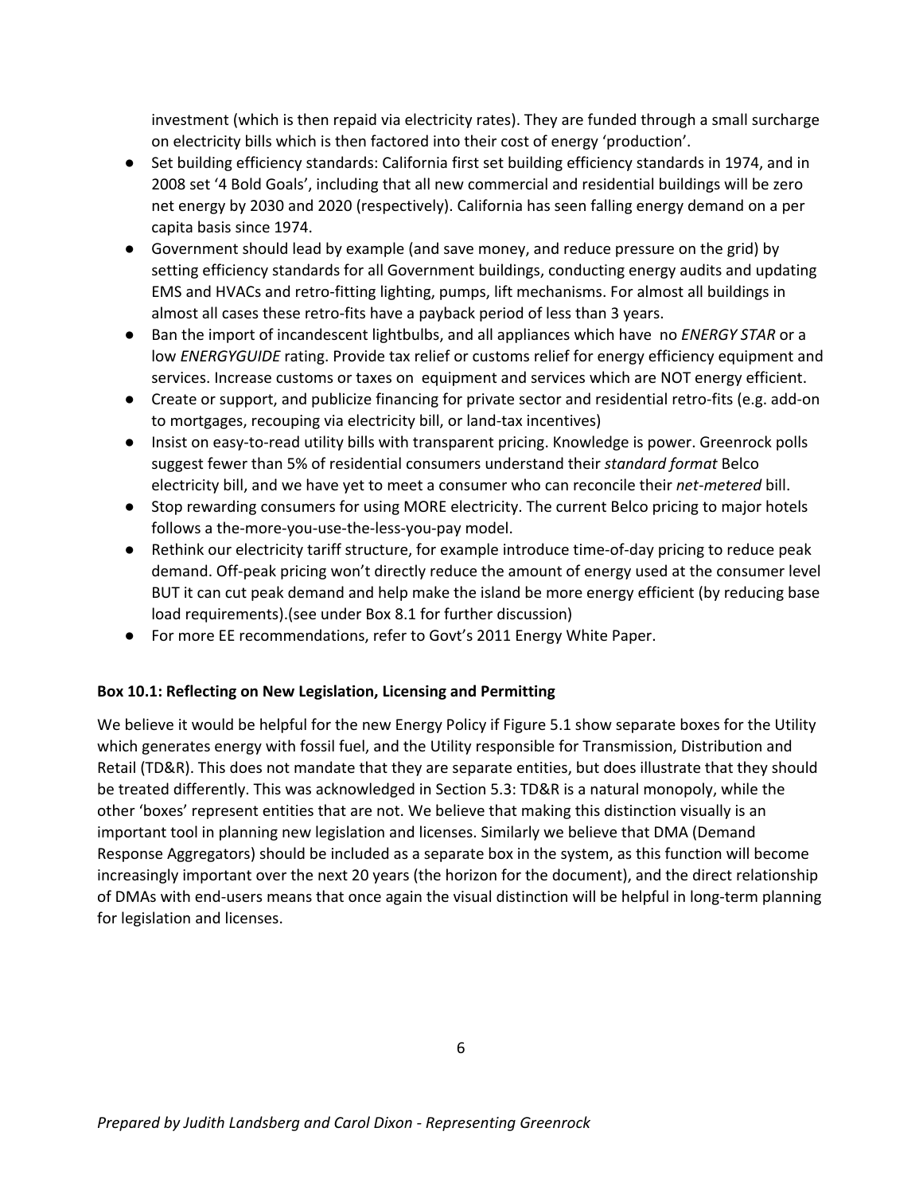investment (which is then repaid via electricity rates). They are funded through a small surcharge on electricity bills which is then factored into their cost of energy 'production'.

- Set building efficiency standards: California first set building efficiency standards in 1974, and in 2008 set '4 Bold Goals', including that all new commercial and residential buildings will be zero net energy by 2030 and 2020 (respectively). California has seen falling energy demand on a per capita basis since 1974.
- Government should lead by example (and save money, and reduce pressure on the grid) by setting efficiency standards for all Government buildings, conducting energy audits and updating EMS and HVACs and retro-fitting lighting, pumps, lift mechanisms. For almost all buildings in almost all cases these retro-fits have a payback period of less than 3 years.
- Ban the import of incandescent lightbulbs, and all appliances which have no *ENERGY STAR* or a low *ENERGYGUIDE* rating. Provide tax relief or customs relief for energy efficiency equipment and services. Increase customs or taxes on equipment and services which are NOT energy efficient.
- Create or support, and publicize financing for private sector and residential retro-fits (e.g. add-on to mortgages, recouping via electricity bill, or land-tax incentives)
- Insist on easy-to-read utility bills with transparent pricing. Knowledge is power. Greenrock polls suggest fewer than 5% of residential consumers understand their *standard format* Belco electricity bill, and we have yet to meet a consumer who can reconcile their *net-metered* bill.
- Stop rewarding consumers for using MORE electricity. The current Belco pricing to major hotels follows a the-more-you-use-the-less-you-pay model.
- Rethink our electricity tariff structure, for example introduce time-of-day pricing to reduce peak demand. Off-peak pricing won't directly reduce the amount of energy used at the consumer level BUT it can cut peak demand and help make the island be more energy efficient (by reducing base load requirements).(see under Box 8.1 for further discussion)
- For more EE recommendations, refer to Govt's 2011 Energy White Paper.

**Box 10.1: Reflecting on New Legislation, Licensing and Permitting**

We believe it would be helpful for the new Energy Policy if Figure 5.1 show separate boxes for the Utility which generates energy with fossil fuel, and the Utility responsible for Transmission, Distribution and Retail (TD&R). This does not mandate that they are separate entities, but does illustrate that they should be treated differently. This was acknowledged in Section 5.3: TD&R is a natural monopoly, while the other 'boxes' represent entities that are not. We believe that making this distinction visually is an important tool in planning new legislation and licenses. Similarly we believe that DMA (Demand Response Aggregators) should be included as a separate box in the system, as this function will become increasingly important over the next 20 years (the horizon for the document), and the direct relationship of DMAs with end-users means that once again the visual distinction will be helpful in long-term planning for legislation and licenses.

*Prepared by Judith Landsberg and Carol Dixon - Representing Greenrock*